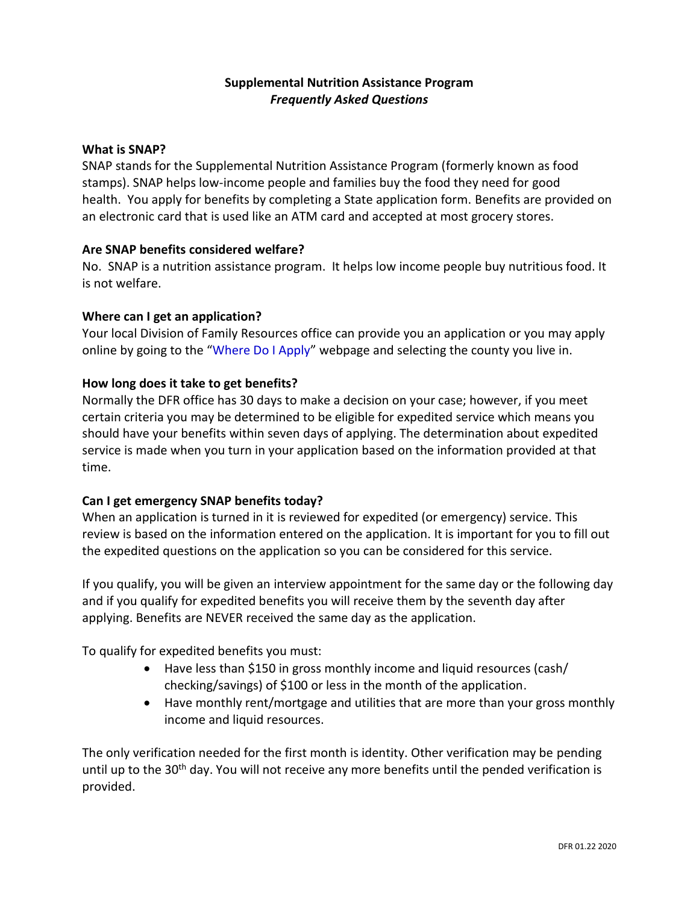# Supplemental Nutrition Assistance Program
## *Frequently Asked Questions*

**What is SNAP?**

SNAP stands for the Supplemental Nutrition Assistance Program (formerly known as food stamps). SNAP helps low-income people and families buy the food they need for good health. You apply for benefits by completing a State application form. Benefits are provided on an electronic card that is used like an ATM card and accepted at most grocery stores.

**Are SNAP benefits considered welfare?**

No. SNAP is a nutrition assistance program. It helps low income people buy nutritious food. It is not welfare.

**Where can I get an application?**

Your local Division of Family Resources office can provide you an application or you may apply online by going to the "Where Do I Apply" webpage and selecting the county you live in.

**How long does it take to get benefits?**

Normally the DFR office has 30 days to make a decision on your case; however, if you meet certain criteria you may be determined to be eligible for expedited service which means you should have your benefits within seven days of applying. The determination about expedited service is made when you turn in your application based on the information provided at that time.

**Can I get emergency SNAP benefits today?**

When an application is turned in it is reviewed for expedited (or emergency) service. This review is based on the information entered on the application. It is important for you to fill out the expedited questions on the application so you can be considered for this service.

If you qualify, you will be given an interview appointment for the same day or the following day and if you qualify for expedited benefits you will receive them by the seventh day after applying. Benefits are NEVER received the same day as the application.

To qualify for expedited benefits you must:

- Have less than $150 in gross monthly income and liquid resources (cash/ checking/savings) of $100 or less in the month of the application.
- Have monthly rent/mortgage and utilities that are more than your gross monthly income and liquid resources.

The only verification needed for the first month is identity. Other verification may be pending until up to the 30th day. You will not receive any more benefits until the pended verification is provided.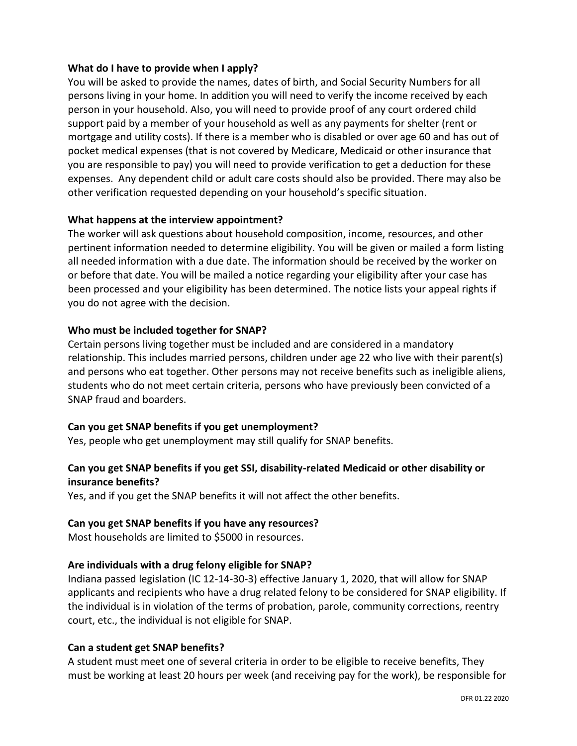**What do I have to provide when I apply?**

You will be asked to provide the names, dates of birth, and Social Security Numbers for all persons living in your home. In addition you will need to verify the income received by each person in your household. Also, you will need to provide proof of any court ordered child support paid by a member of your household as well as any payments for shelter (rent or mortgage and utility costs). If there is a member who is disabled or over age 60 and has out of pocket medical expenses (that is not covered by Medicare, Medicaid or other insurance that you are responsible to pay) you will need to provide verification to get a deduction for these expenses. Any dependent child or adult care costs should also be provided. There may also be other verification requested depending on your household's specific situation.

**What happens at the interview appointment?**

The worker will ask questions about household composition, income, resources, and other pertinent information needed to determine eligibility. You will be given or mailed a form listing all needed information with a due date. The information should be received by the worker on or before that date. You will be mailed a notice regarding your eligibility after your case has been processed and your eligibility has been determined. The notice lists your appeal rights if you do not agree with the decision.

**Who must be included together for SNAP?**

Certain persons living together must be included and are considered in a mandatory relationship. This includes married persons, children under age 22 who live with their parent(s) and persons who eat together. Other persons may not receive benefits such as ineligible aliens, students who do not meet certain criteria, persons who have previously been convicted of a SNAP fraud and boarders.

**Can you get SNAP benefits if you get unemployment?**

Yes, people who get unemployment may still qualify for SNAP benefits.

**Can you get SNAP benefits if you get SSI, disability-related Medicaid or other disability or insurance benefits?**

Yes, and if you get the SNAP benefits it will not affect the other benefits.

**Can you get SNAP benefits if you have any resources?**

Most households are limited to $5000 in resources.

**Are individuals with a drug felony eligible for SNAP?**

Indiana passed legislation (IC 12-14-30-3) effective January 1, 2020, that will allow for SNAP applicants and recipients who have a drug related felony to be considered for SNAP eligibility. If the individual is in violation of the terms of probation, parole, community corrections, reentry court, etc., the individual is not eligible for SNAP.

**Can a student get SNAP benefits?**

A student must meet one of several criteria in order to be eligible to receive benefits, They must be working at least 20 hours per week (and receiving pay for the work), be responsible for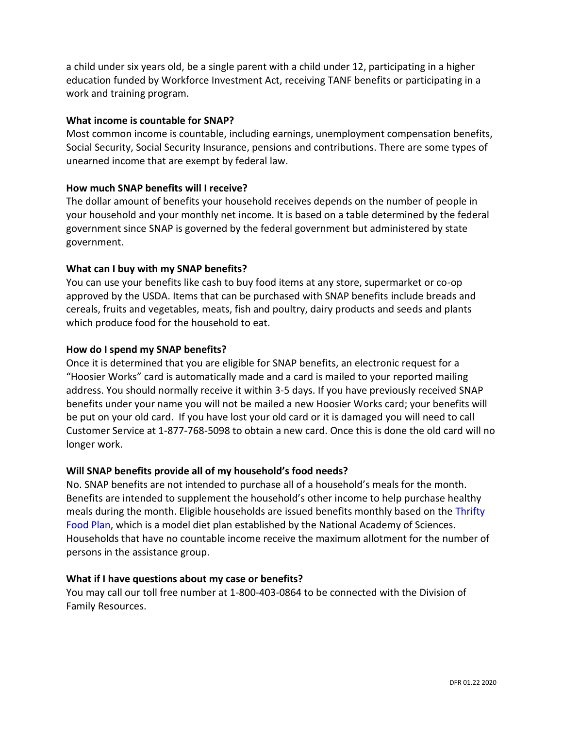a child under six years old, be a single parent with a child under 12, participating in a higher education funded by Workforce Investment Act, receiving TANF benefits or participating in a work and training program.

**What income is countable for SNAP?**

Most common income is countable, including earnings, unemployment compensation benefits, Social Security, Social Security Insurance, pensions and contributions. There are some types of unearned income that are exempt by federal law.

**How much SNAP benefits will I receive?**

The dollar amount of benefits your household receives depends on the number of people in your household and your monthly net income. It is based on a table determined by the federal government since SNAP is governed by the federal government but administered by state government.

**What can I buy with my SNAP benefits?**

You can use your benefits like cash to buy food items at any store, supermarket or co-op approved by the USDA. Items that can be purchased with SNAP benefits include breads and cereals, fruits and vegetables, meats, fish and poultry, dairy products and seeds and plants which produce food for the household to eat.

**How do I spend my SNAP benefits?**

Once it is determined that you are eligible for SNAP benefits, an electronic request for a "Hoosier Works" card is automatically made and a card is mailed to your reported mailing address. You should normally receive it within 3-5 days. If you have previously received SNAP benefits under your name you will not be mailed a new Hoosier Works card; your benefits will be put on your old card. If you have lost your old card or it is damaged you will need to call Customer Service at 1-877-768-5098 to obtain a new card. Once this is done the old card will no longer work.

**Will SNAP benefits provide all of my household's food needs?**

No. SNAP benefits are not intended to purchase all of a household's meals for the month. Benefits are intended to supplement the household's other income to help purchase healthy meals during the month. Eligible households are issued benefits monthly based on the Thrifty Food Plan, which is a model diet plan established by the National Academy of Sciences. Households that have no countable income receive the maximum allotment for the number of persons in the assistance group.

**What if I have questions about my case or benefits?**

You may call our toll free number at 1-800-403-0864 to be connected with the Division of Family Resources.

DFR 01.22 2020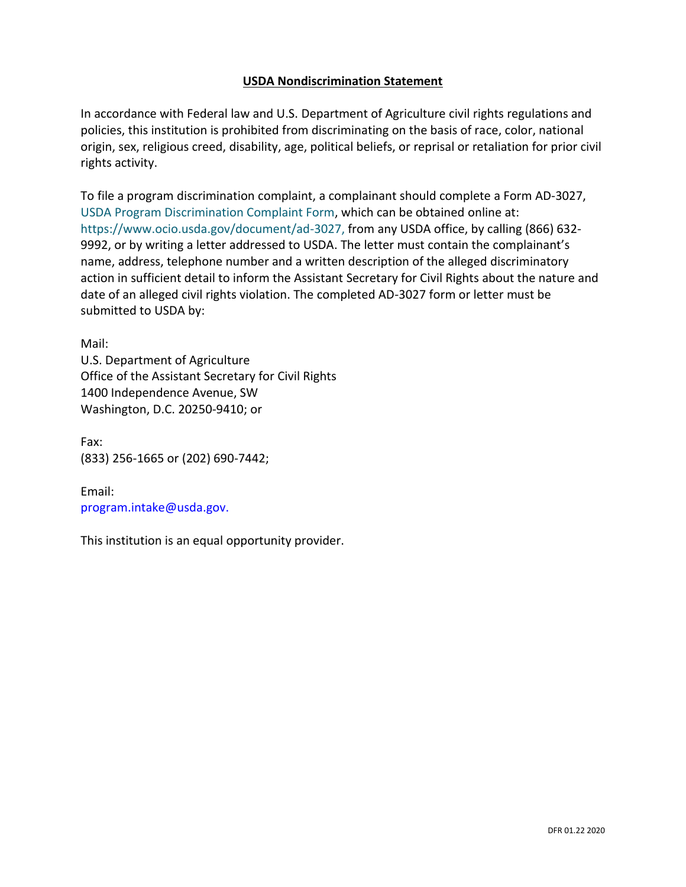**USDA Nondiscrimination Statement**

In accordance with Federal law and U.S. Department of Agriculture civil rights regulations and policies, this institution is prohibited from discriminating on the basis of race, color, national origin, sex, religious creed, disability, age, political beliefs, or reprisal or retaliation for prior civil rights activity.

To file a program discrimination complaint, a complainant should complete a Form AD-3027, USDA Program Discrimination Complaint Form, which can be obtained online at: https://www.ocio.usda.gov/document/ad-3027, from any USDA office, by calling (866) 632-9992, or by writing a letter addressed to USDA. The letter must contain the complainant's name, address, telephone number and a written description of the alleged discriminatory action in sufficient detail to inform the Assistant Secretary for Civil Rights about the nature and date of an alleged civil rights violation. The completed AD-3027 form or letter must be submitted to USDA by:

Mail:
U.S. Department of Agriculture
Office of the Assistant Secretary for Civil Rights
1400 Independence Avenue, SW
Washington, D.C. 20250-9410; or

Fax:
(833) 256-1665 or (202) 690-7442;

Email:
program.intake@usda.gov.

This institution is an equal opportunity provider.

DFR 01.22 2020